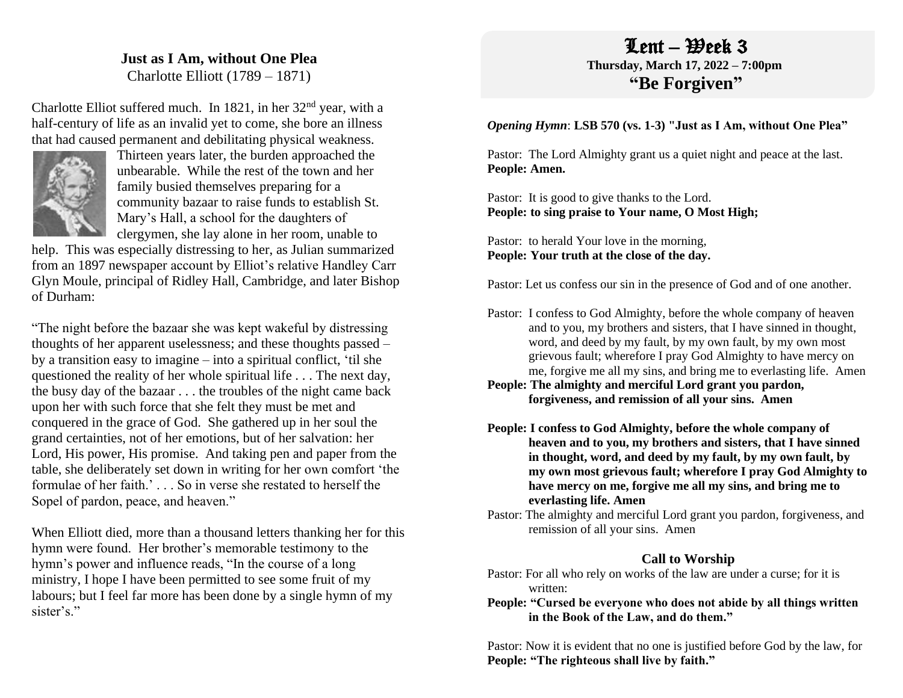**Just as I Am, without One Plea**
Charlotte Elliott (1789 – 1871)

Charlotte Elliot suffered much. In 1821, in her 32nd year, with a half-century of life as an invalid yet to come, she bore an illness that had caused permanent and debilitating physical weakness. Thirteen years later, the burden approached the unbearable. While the rest of the town and her family busied themselves preparing for a community bazaar to raise funds to establish St. Mary's Hall, a school for the daughters of clergymen, she lay alone in her room, unable to help. This was especially distressing to her, as Julian summarized from an 1897 newspaper account by Elliot's relative Handley Carr Glyn Moule, principal of Ridley Hall, Cambridge, and later Bishop of Durham:

"The night before the bazaar she was kept wakeful by distressing thoughts of her apparent uselessness; and these thoughts passed – by a transition easy to imagine – into a spiritual conflict, 'til she questioned the reality of her whole spiritual life . . . The next day, the busy day of the bazaar . . . the troubles of the night came back upon her with such force that she felt they must be met and conquered in the grace of God. She gathered up in her soul the grand certainties, not of her emotions, but of her salvation: her Lord, His power, His promise. And taking pen and paper from the table, she deliberately set down in writing for her own comfort 'the formulae of her faith.' . . . So in verse she restated to herself the Sopel of pardon, peace, and heaven."

When Elliott died, more than a thousand letters thanking her for this hymn were found. Her brother's memorable testimony to the hymn's power and influence reads, "In the course of a long ministry, I hope I have been permitted to see some fruit of my labours; but I feel far more has been done by a single hymn of my sister's."

# Lent – Week 3

**Thursday, March 17, 2022 – 7:00pm**

## "Be Forgiven"

***Opening Hymn*: LSB 570 (vs. 1-3) "Just as I Am, without One Plea"**

Pastor: The Lord Almighty grant us a quiet night and peace at the last.
**People: Amen.**

Pastor: It is good to give thanks to the Lord.
**People: to sing praise to Your name, O Most High;**

Pastor: to herald Your love in the morning,
**People: Your truth at the close of the day.**

Pastor: Let us confess our sin in the presence of God and of one another.

Pastor: I confess to God Almighty, before the whole company of heaven and to you, my brothers and sisters, that I have sinned in thought, word, and deed by my fault, by my own fault, by my own most grievous fault; wherefore I pray God Almighty to have mercy on me, forgive me all my sins, and bring me to everlasting life. Amen
**People: The almighty and merciful Lord grant you pardon, forgiveness, and remission of all your sins. Amen**

**People: I confess to God Almighty, before the whole company of heaven and to you, my brothers and sisters, that I have sinned in thought, word, and deed by my fault, by my own fault, by my own most grievous fault; wherefore I pray God Almighty to have mercy on me, forgive me all my sins, and bring me to everlasting life. Amen**
Pastor: The almighty and merciful Lord grant you pardon, forgiveness, and remission of all your sins. Amen

### Call to Worship

Pastor: For all who rely on works of the law are under a curse; for it is written:
**People: "Cursed be everyone who does not abide by all things written in the Book of the Law, and do them."**

Pastor: Now it is evident that no one is justified before God by the law, for
**People: "The righteous shall live by faith."**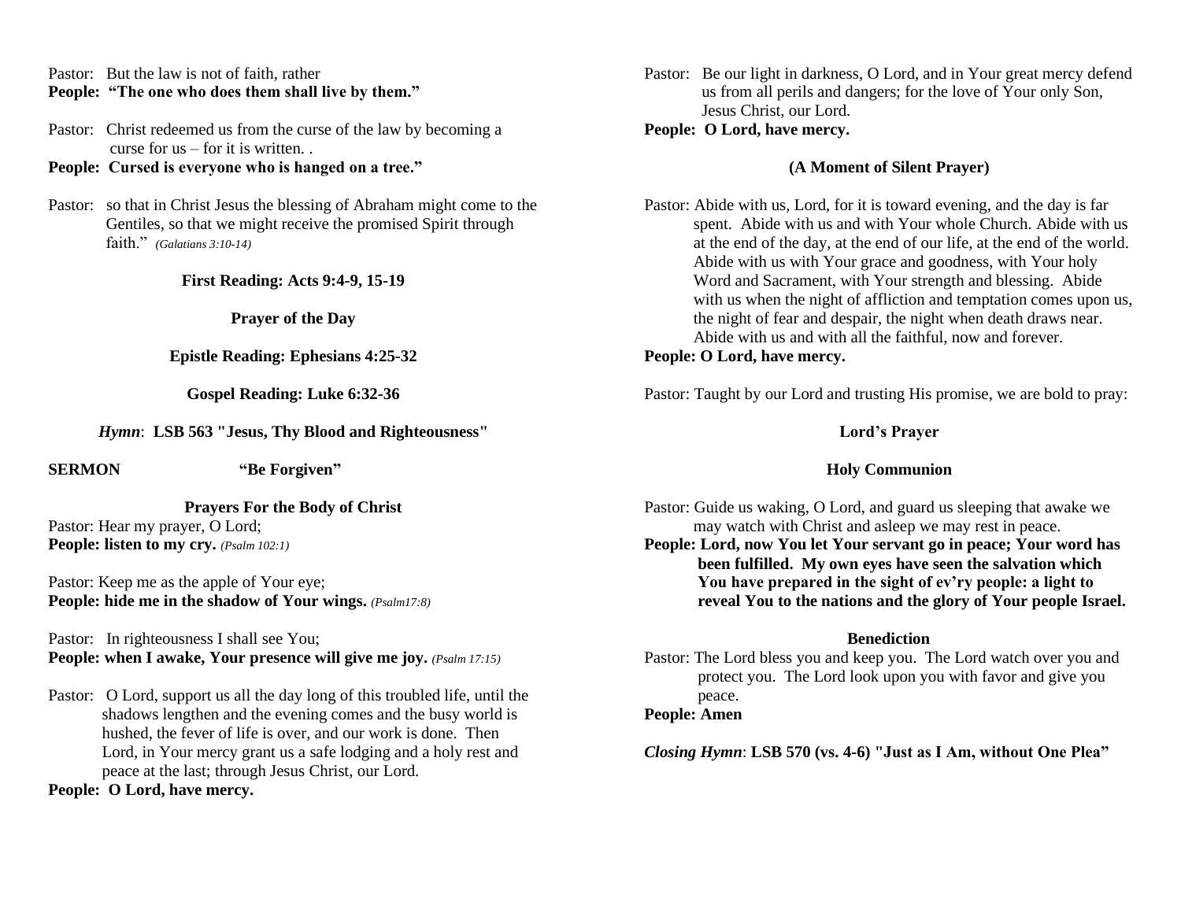Pastor: But the law is not of faith, rather
**People: "The one who does them shall live by them."**

Pastor: Christ redeemed us from the curse of the law by becoming a curse for us – for it is written. .
**People: Cursed is everyone who is hanged on a tree."**

Pastor: so that in Christ Jesus the blessing of Abraham might come to the Gentiles, so that we might receive the promised Spirit through faith." *(Galatians 3:10-14)*

**First Reading: Acts 9:4-9, 15-19**

**Prayer of the Day**

**Epistle Reading: Ephesians 4:25-32**

**Gospel Reading: Luke 6:32-36**

*Hymn*: **LSB 563 "Jesus, Thy Blood and Righteousness"**

**SERMON "Be Forgiven"**

**Prayers For the Body of Christ**

Pastor: Hear my prayer, O Lord;
**People: listen to my cry.** *(Psalm 102:1)*

Pastor: Keep me as the apple of Your eye;
**People: hide me in the shadow of Your wings.** *(Psalm17:8)*

Pastor: In righteousness I shall see You;
**People: when I awake, Your presence will give me joy.** *(Psalm 17:15)*

Pastor: O Lord, support us all the day long of this troubled life, until the shadows lengthen and the evening comes and the busy world is hushed, the fever of life is over, and our work is done. Then Lord, in Your mercy grant us a safe lodging and a holy rest and peace at the last; through Jesus Christ, our Lord.
**People: O Lord, have mercy.**

Pastor: Be our light in darkness, O Lord, and in Your great mercy defend us from all perils and dangers; for the love of Your only Son, Jesus Christ, our Lord.
**People: O Lord, have mercy.**

**(A Moment of Silent Prayer)**

Pastor: Abide with us, Lord, for it is toward evening, and the day is far spent. Abide with us and with Your whole Church. Abide with us at the end of the day, at the end of our life, at the end of the world. Abide with us with Your grace and goodness, with Your holy Word and Sacrament, with Your strength and blessing. Abide with us when the night of affliction and temptation comes upon us, the night of fear and despair, the night when death draws near. Abide with us and with all the faithful, now and forever.
**People: O Lord, have mercy.**

Pastor: Taught by our Lord and trusting His promise, we are bold to pray:

**Lord's Prayer**

**Holy Communion**

Pastor: Guide us waking, O Lord, and guard us sleeping that awake we may watch with Christ and asleep we may rest in peace.
**People: Lord, now You let Your servant go in peace; Your word has been fulfilled. My own eyes have seen the salvation which You have prepared in the sight of ev'ry people: a light to reveal You to the nations and the glory of Your people Israel.**

**Benediction**

Pastor: The Lord bless you and keep you. The Lord watch over you and protect you. The Lord look upon you with favor and give you peace.
**People: Amen**

*Closing Hymn*: **LSB 570 (vs. 4-6) "Just as I Am, without One Plea"**